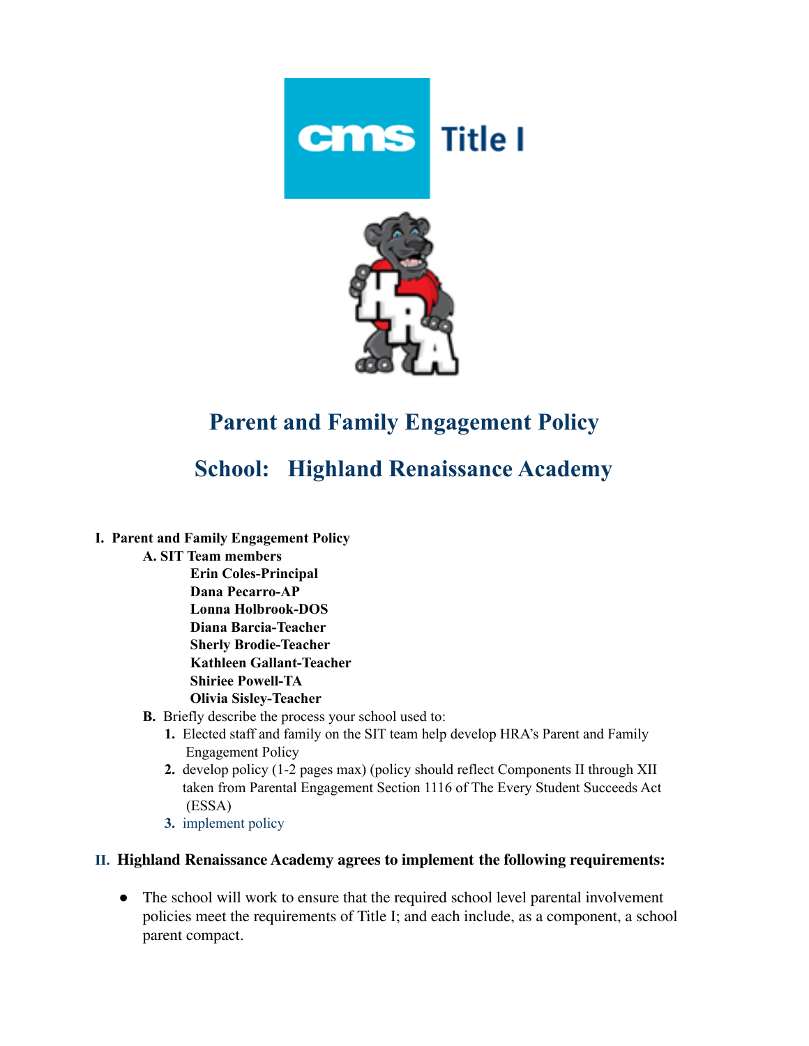# Parent and Family Engagement Policy

## School: Highland Renaissance Academy

I. **Parent and Family Engagement Policy**

   A. **SIT Team members**

   **Erin Coles-Principal**
   **Dana Pecarro-AP**
   **Lonna Holbrook-DOS**
   **Diana Barcia-Teacher**
   **Sherly Brodie-Teacher**
   **Kathleen Gallant-Teacher**
   **Shiriee Powell-TA**
   **Olivia Sisley-Teacher**

   **B.** Briefly describe the process your school used to:

   1. Elected staff and family on the SIT team help develop HRA's Parent and Family Engagement Policy
   2. develop policy (1-2 pages max) (policy should reflect Components II through XII taken from Parental Engagement Section 1116 of The Every Student Succeeds Act (ESSA)
   3. implement policy

II. **Highland Renaissance Academy agrees to implement the following requirements:**

- The school will work to ensure that the required school level parental involvement policies meet the requirements of Title I; and each include, as a component, a school parent compact.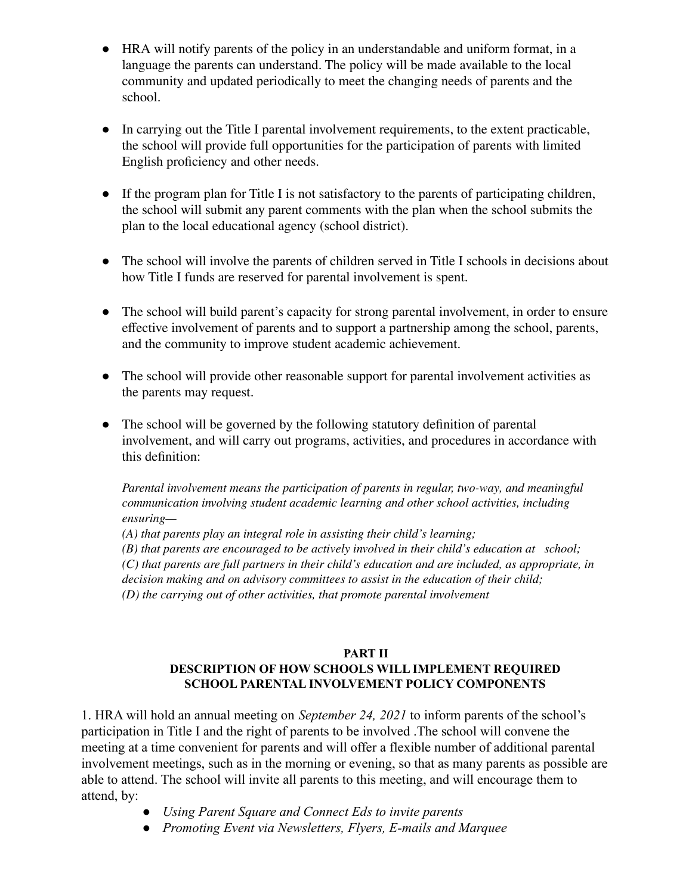- HRA will notify parents of the policy in an understandable and uniform format, in a language the parents can understand. The policy will be made available to the local community and updated periodically to meet the changing needs of parents and the school.

- In carrying out the Title I parental involvement requirements, to the extent practicable, the school will provide full opportunities for the participation of parents with limited English proficiency and other needs.

- If the program plan for Title I is not satisfactory to the parents of participating children, the school will submit any parent comments with the plan when the school submits the plan to the local educational agency (school district).

- The school will involve the parents of children served in Title I schools in decisions about how Title I funds are reserved for parental involvement is spent.

- The school will build parent's capacity for strong parental involvement, in order to ensure effective involvement of parents and to support a partnership among the school, parents, and the community to improve student academic achievement.

- The school will provide other reasonable support for parental involvement activities as the parents may request.

- The school will be governed by the following statutory definition of parental involvement, and will carry out programs, activities, and procedures in accordance with this definition:

  *Parental involvement means the participation of parents in regular, two-way, and meaningful communication involving student academic learning and other school activities, including ensuring—*
  *(A) that parents play an integral role in assisting their child's learning;*
  *(B) that parents are encouraged to be actively involved in their child's education at school;*
  *(C) that parents are full partners in their child's education and are included, as appropriate, in decision making and on advisory committees to assist in the education of their child;*
  *(D) the carrying out of other activities, that promote parental involvement*

## PART II
## DESCRIPTION OF HOW SCHOOLS WILL IMPLEMENT REQUIRED SCHOOL PARENTAL INVOLVEMENT POLICY COMPONENTS

1. HRA will hold an annual meeting on *September 24, 2021* to inform parents of the school's participation in Title I and the right of parents to be involved .The school will convene the meeting at a time convenient for parents and will offer a flexible number of additional parental involvement meetings, such as in the morning or evening, so that as many parents as possible are able to attend. The school will invite all parents to this meeting, and will encourage them to attend, by:
    - *Using Parent Square and Connect Eds to invite parents*
    - *Promoting Event via Newsletters, Flyers, E-mails and Marquee*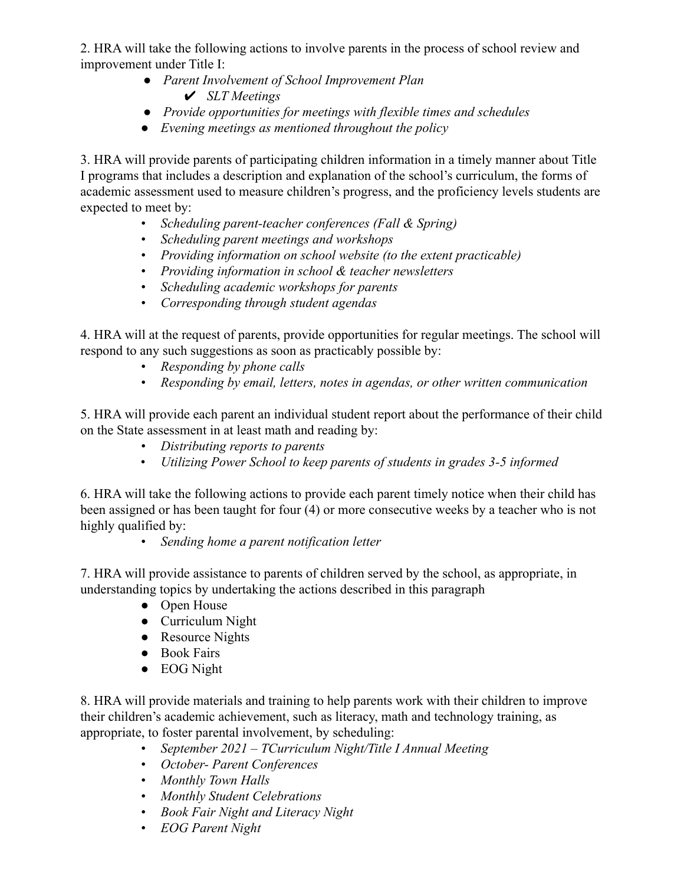2. HRA will take the following actions to involve parents in the process of school review and improvement under Title I:

- *Parent Involvement of School Improvement Plan*
  - ✔ *SLT Meetings*
- *Provide opportunities for meetings with flexible times and schedules*
- *Evening meetings as mentioned throughout the policy*

3. HRA will provide parents of participating children information in a timely manner about Title I programs that includes a description and explanation of the school's curriculum, the forms of academic assessment used to measure children's progress, and the proficiency levels students are expected to meet by:

- *Scheduling parent-teacher conferences (Fall & Spring)*
- *Scheduling parent meetings and workshops*
- *Providing information on school website (to the extent practicable)*
- *Providing information in school & teacher newsletters*
- *Scheduling academic workshops for parents*
- *Corresponding through student agendas*

4. HRA will at the request of parents, provide opportunities for regular meetings. The school will respond to any such suggestions as soon as practicably possible by:

- *Responding by phone calls*
- *Responding by email, letters, notes in agendas, or other written communication*

5. HRA will provide each parent an individual student report about the performance of their child on the State assessment in at least math and reading by:

- *Distributing reports to parents*
- *Utilizing Power School to keep parents of students in grades 3-5 informed*

6. HRA will take the following actions to provide each parent timely notice when their child has been assigned or has been taught for four (4) or more consecutive weeks by a teacher who is not highly qualified by:

- *Sending home a parent notification letter*

7. HRA will provide assistance to parents of children served by the school, as appropriate, in understanding topics by undertaking the actions described in this paragraph

- Open House
- Curriculum Night
- Resource Nights
- Book Fairs
- EOG Night

8. HRA will provide materials and training to help parents work with their children to improve their children's academic achievement, such as literacy, math and technology training, as appropriate, to foster parental involvement, by scheduling:

- *September 2021 – TCurriculum Night/Title I Annual Meeting*
- *October- Parent Conferences*
- *Monthly Town Halls*
- *Monthly Student Celebrations*
- *Book Fair Night and Literacy Night*
- *EOG Parent Night*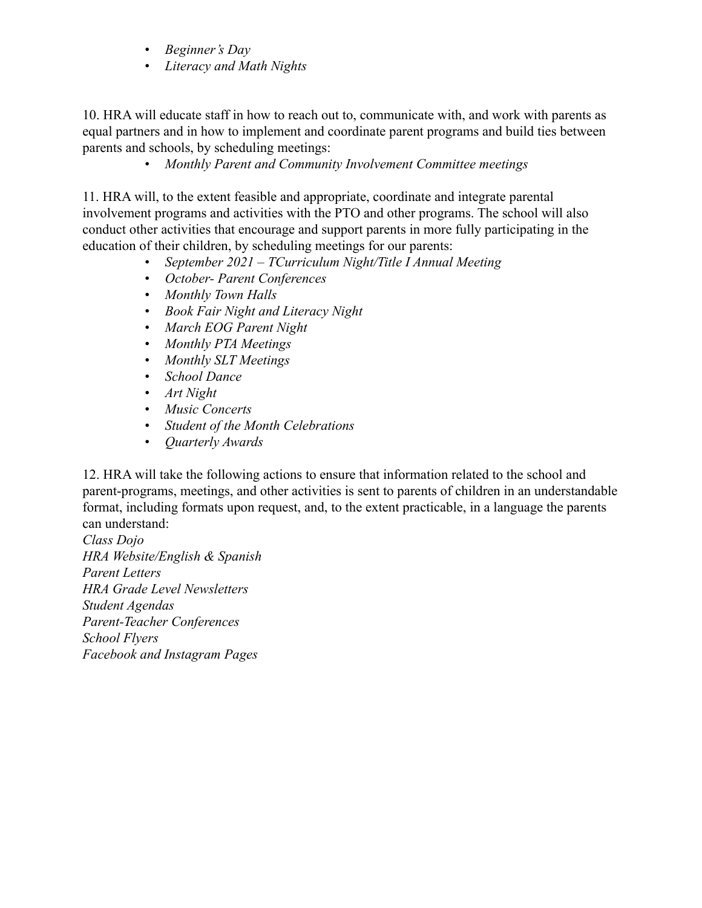- *Beginner's Day*
- *Literacy and Math Nights*

10. HRA will educate staff in how to reach out to, communicate with, and work with parents as equal partners and in how to implement and coordinate parent programs and build ties between parents and schools, by scheduling meetings:
    - *Monthly Parent and Community Involvement Committee meetings*

11. HRA will, to the extent feasible and appropriate, coordinate and integrate parental involvement programs and activities with the PTO and other programs. The school will also conduct other activities that encourage and support parents in more fully participating in the education of their children, by scheduling meetings for our parents:
    - *September 2021 – TCurriculum Night/Title I Annual Meeting*
    - *October- Parent Conferences*
    - *Monthly Town Halls*
    - *Book Fair Night and Literacy Night*
    - *March EOG Parent Night*
    - *Monthly PTA Meetings*
    - *Monthly SLT Meetings*
    - *School Dance*
    - *Art Night*
    - *Music Concerts*
    - *Student of the Month Celebrations*
    - *Quarterly Awards*

12. HRA will take the following actions to ensure that information related to the school and parent-programs, meetings, and other activities is sent to parents of children in an understandable format, including formats upon request, and, to the extent practicable, in a language the parents can understand:

*Class Dojo*
*HRA Website/English & Spanish*
*Parent Letters*
*HRA Grade Level Newsletters*
*Student Agendas*
*Parent-Teacher Conferences*
*School Flyers*
*Facebook and Instagram Pages*